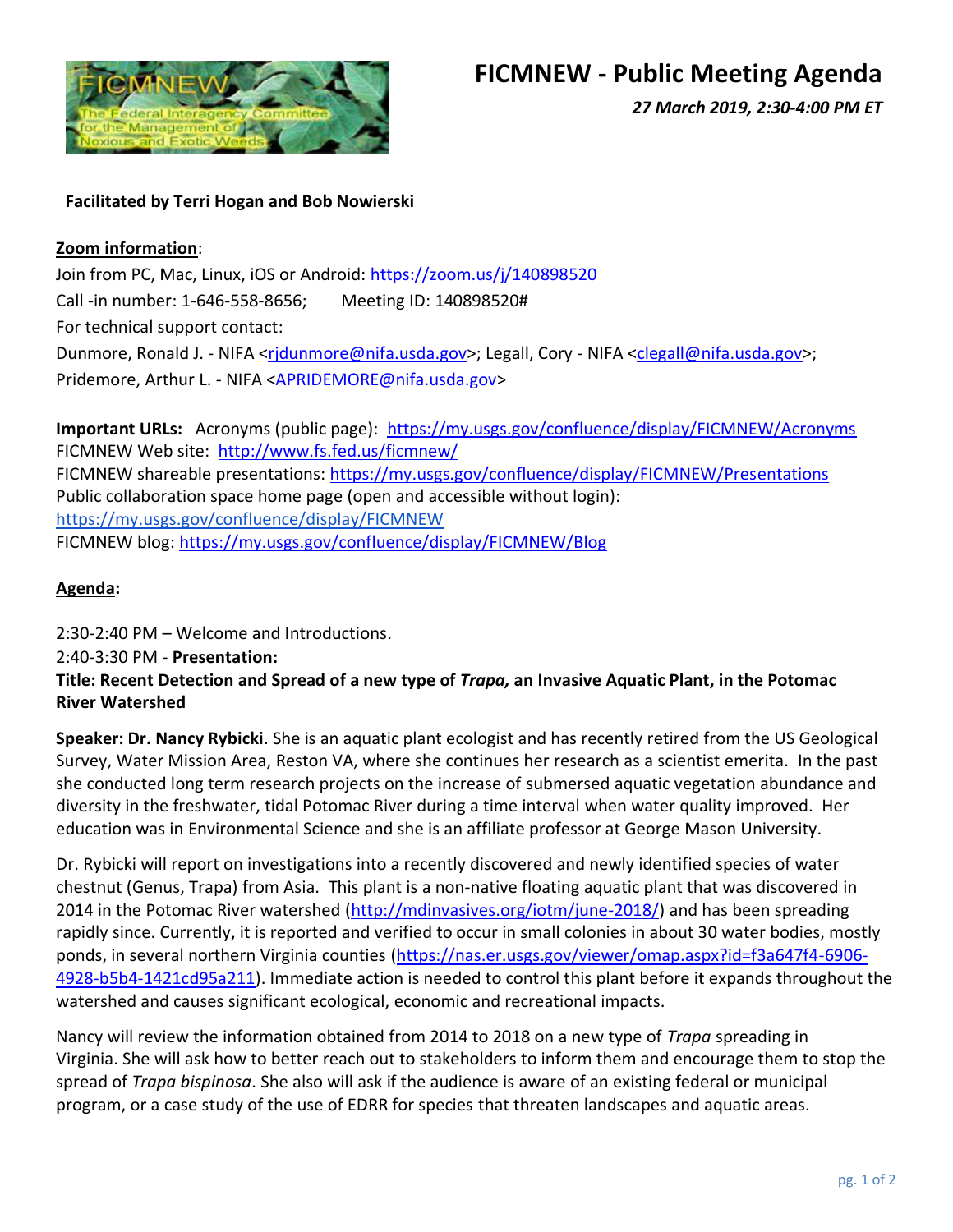# FICMNEW - Public Meeting Agenda

*27 March 2019, 2:30-4:00 PM ET*

**Facilitated by Terri Hogan and Bob Nowierski**

**Zoom information**:

Join from PC, Mac, Linux, iOS or Android: https://zoom.us/j/140898520

Call -in number: 1-646-558-8656; Meeting ID: 140898520#

For technical support contact:

Dunmore, Ronald J. - NIFA <rjdunmore@nifa.usda.gov>; Legall, Cory - NIFA <clegall@nifa.usda.gov>; Pridemore, Arthur L. - NIFA <APRIDEMORE@nifa.usda.gov>

**Important URLs:** Acronyms (public page): https://my.usgs.gov/confluence/display/FICMNEW/Acronyms

FICMNEW Web site: http://www.fs.fed.us/ficmnew/

FICMNEW shareable presentations: https://my.usgs.gov/confluence/display/FICMNEW/Presentations

Public collaboration space home page (open and accessible without login): https://my.usgs.gov/confluence/display/FICMNEW

FICMNEW blog: https://my.usgs.gov/confluence/display/FICMNEW/Blog

**Agenda:**

2:30-2:40 PM – Welcome and Introductions.

2:40-3:30 PM - **Presentation:**

**Title: Recent Detection and Spread of a new type of *Trapa,* an Invasive Aquatic Plant, in the Potomac River Watershed**

**Speaker: Dr. Nancy Rybicki**. She is an aquatic plant ecologist and has recently retired from the US Geological Survey, Water Mission Area, Reston VA, where she continues her research as a scientist emerita. In the past she conducted long term research projects on the increase of submersed aquatic vegetation abundance and diversity in the freshwater, tidal Potomac River during a time interval when water quality improved. Her education was in Environmental Science and she is an affiliate professor at George Mason University.

Dr. Rybicki will report on investigations into a recently discovered and newly identified species of water chestnut (Genus, Trapa) from Asia. This plant is a non-native floating aquatic plant that was discovered in 2014 in the Potomac River watershed (http://mdinvasives.org/iotm/june-2018/) and has been spreading rapidly since. Currently, it is reported and verified to occur in small colonies in about 30 water bodies, mostly ponds, in several northern Virginia counties (https://nas.er.usgs.gov/viewer/omap.aspx?id=f3a647f4-6906-4928-b5b4-1421cd95a211). Immediate action is needed to control this plant before it expands throughout the watershed and causes significant ecological, economic and recreational impacts.

Nancy will review the information obtained from 2014 to 2018 on a new type of *Trapa* spreading in Virginia. She will ask how to better reach out to stakeholders to inform them and encourage them to stop the spread of *Trapa bispinosa*. She also will ask if the audience is aware of an existing federal or municipal program, or a case study of the use of EDRR for species that threaten landscapes and aquatic areas.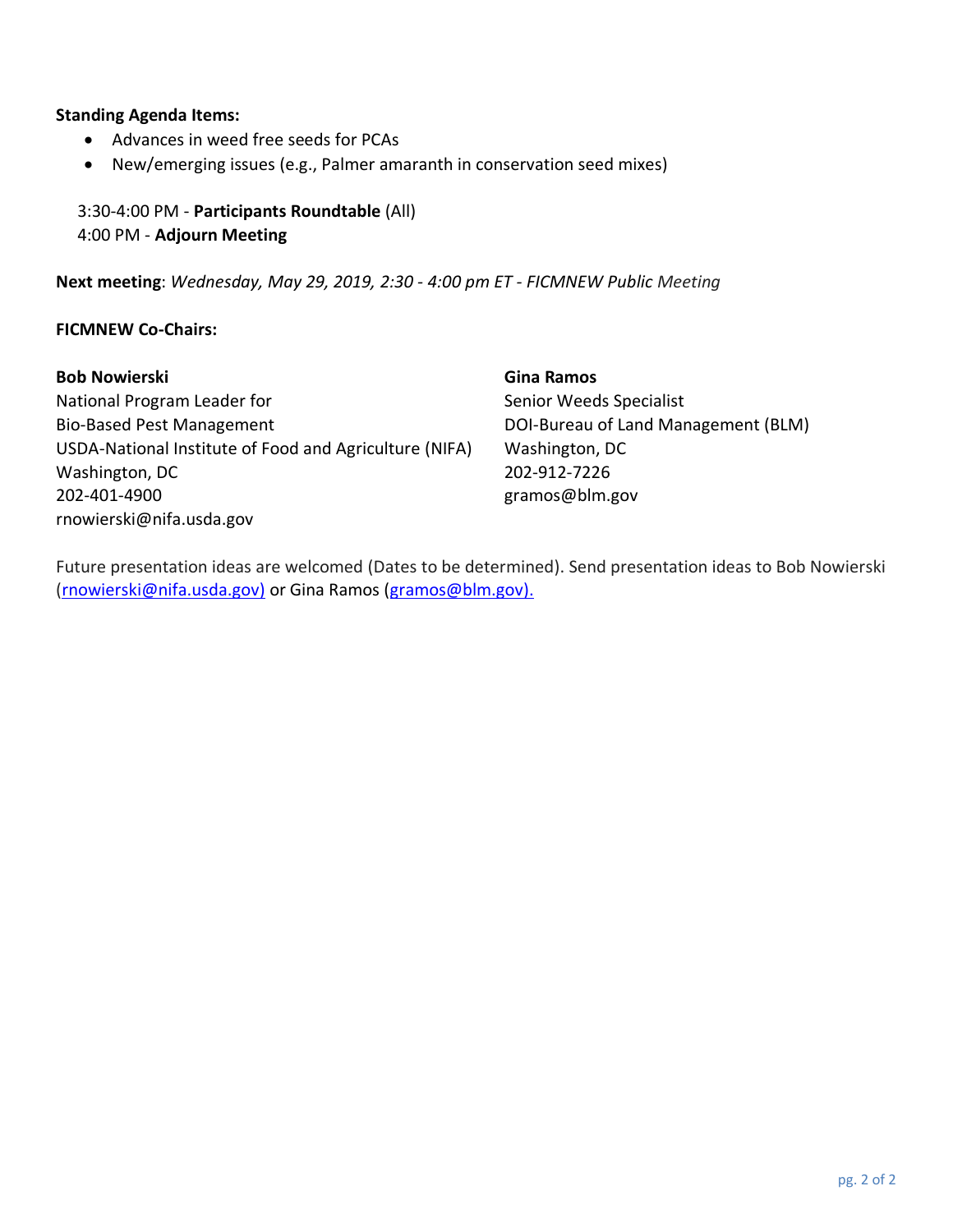**Standing Agenda Items:**

- Advances in weed free seeds for PCAs
- New/emerging issues (e.g., Palmer amaranth in conservation seed mixes)

3:30-4:00 PM - **Participants Roundtable** (All)
4:00 PM - **Adjourn Meeting**

**Next meeting**: *Wednesday, May 29, 2019, 2:30 - 4:00 pm ET - FICMNEW Public Meeting*

**FICMNEW Co-Chairs:**

**Bob Nowierski**
National Program Leader for
Bio-Based Pest Management
USDA-National Institute of Food and Agriculture (NIFA)
Washington, DC
202-401-4900
rnowierski@nifa.usda.gov

**Gina Ramos**
Senior Weeds Specialist
DOI-Bureau of Land Management (BLM)
Washington, DC
202-912-7226
gramos@blm.gov

Future presentation ideas are welcomed (Dates to be determined). Send presentation ideas to Bob Nowierski (rnowierski@nifa.usda.gov) or Gina Ramos (gramos@blm.gov).